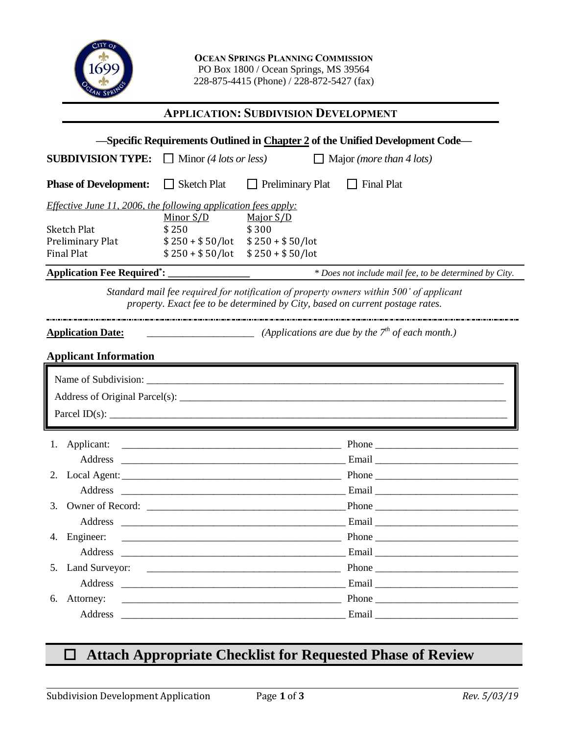**Ocean Springs Planning Commission**
PO Box 1800 / Ocean Springs, MS 39564
228-875-4415 (Phone) / 228-872-5427 (fax)

## Application: Subdivision Development

**—Specific Requirements Outlined in Chapter 2 of the Unified Development Code—**

**SUBDIVISION TYPE:** ☐ Minor *(4 lots or less)* ☐ Major *(more than 4 lots)*

**Phase of Development:** ☐ Sketch Plat ☐ Preliminary Plat ☐ Final Plat

*Effective June 11, 2006, the following application fees apply:*

| | Minor S/D | Major S/D |
|---|---|---|
| Sketch Plat | $ 250 | $ 300 |
| Preliminary Plat | $ 250 + $ 50/lot | $ 250 + $ 50/lot |
| Final Plat | $ 250 + $ 50/lot | $ 250 + $ 50/lot |

**Application Fee Required*:** ________________ *\* Does not include mail fee, to be determined by City.*

*Standard mail fee required for notification of property owners within 500' of applicant property. Exact fee to be determined by City, based on current postage rates.*

**Application Date:** ____________________ *(Applications are due by the 7th of each month.)*

### Applicant Information

Name of Subdivision: ______________________________________________

Address of Original Parcel(s): ______________________________________________

Parcel ID(s): ______________________________________________

1. Applicant: ______________________________ Phone ____________________
   Address ______________________________ Email ____________________
2. Local Agent: ______________________________ Phone ____________________
   Address ______________________________ Email ____________________
3. Owner of Record: ______________________________ Phone ____________________
   Address ______________________________ Email ____________________
4. Engineer: ______________________________ Phone ____________________
   Address ______________________________ Email ____________________
5. Land Surveyor: ______________________________ Phone ____________________
   Address ______________________________ Email ____________________
6. Attorney: ______________________________ Phone ____________________
   Address ______________________________ Email ____________________

## ☐ Attach Appropriate Checklist for Requested Phase of Review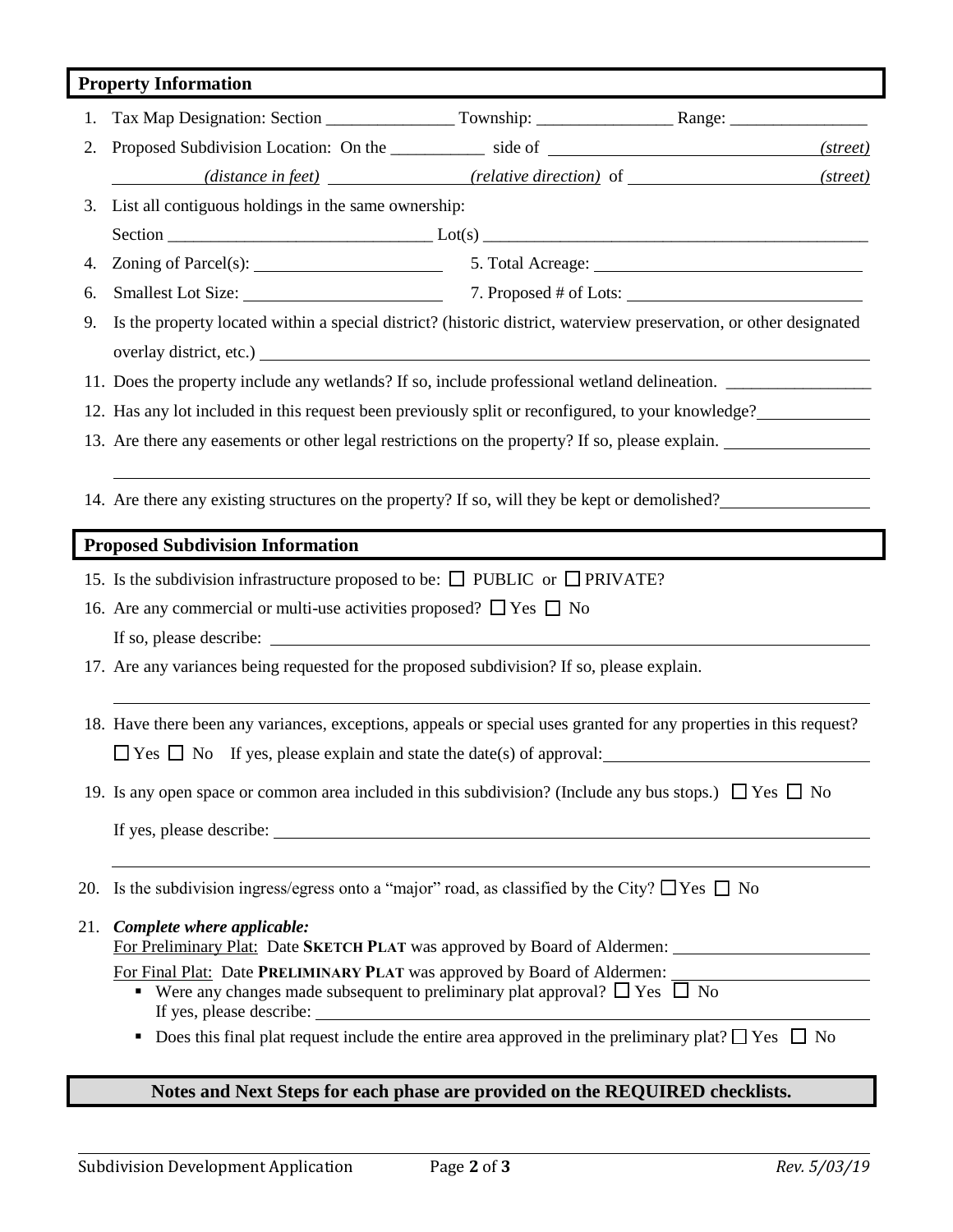## Property Information

1. Tax Map Designation: Section _______________ Township: ________________ Range: ________________
2. Proposed Subdivision Location: On the ___________ side of ______________________________ *(street)*
   __________ *(distance in feet)* ________________ *(relative direction)* of ______________________ *(street)*
3. List all contiguous holdings in the same ownership:
   Section ______________________________ Lot(s) ______________________________________________
4. Zoning of Parcel(s): ______________________ 5. Total Acreage: ______________________________
6. Smallest Lot Size: ______________________ 7. Proposed # of Lots: ___________________________
9. Is the property located within a special district? (historic district, waterview preservation, or other designated overlay district, etc.) ______________________________________________________________
11. Does the property include any wetlands? If so, include professional wetland delineation. ________________
12. Has any lot included in this request been previously split or reconfigured, to your knowledge? ____________
13. Are there any easements or other legal restrictions on the property? If so, please explain. ________________
    ______________________________________________________________________________________
14. Are there any existing structures on the property? If so, will they be kept or demolished? ________________

## Proposed Subdivision Information

15. Is the subdivision infrastructure proposed to be: ☐ PUBLIC or ☐ PRIVATE?
16. Are any commercial or multi-use activities proposed? ☐ Yes ☐ No
    If so, please describe: ______________________________________________________________
17. Are any variances being requested for the proposed subdivision? If so, please explain.
    ______________________________________________________________________________________
18. Have there been any variances, exceptions, appeals or special uses granted for any properties in this request?
    ☐ Yes ☐ No If yes, please explain and state the date(s) of approval: ____________________________
19. Is any open space or common area included in this subdivision? (Include any bus stops.) ☐ Yes ☐ No
    If yes, please describe: ______________________________________________________________
    ______________________________________________________________________________________
20. Is the subdivision ingress/egress onto a "major" road, as classified by the City? ☐ Yes ☐ No
21. ***Complete where applicable:***
    For Preliminary Plat: Date **SKETCH PLAT** was approved by Board of Aldermen: ______________________
    For Final Plat: Date **PRELIMINARY PLAT** was approved by Board of Aldermen: ______________________
    - Were any changes made subsequent to preliminary plat approval? ☐ Yes ☐ No
      If yes, please describe: ______________________________________________________________
    - Does this final plat request include the entire area approved in the preliminary plat? ☐ Yes ☐ No

**Notes and Next Steps for each phase are provided on the REQUIRED checklists.**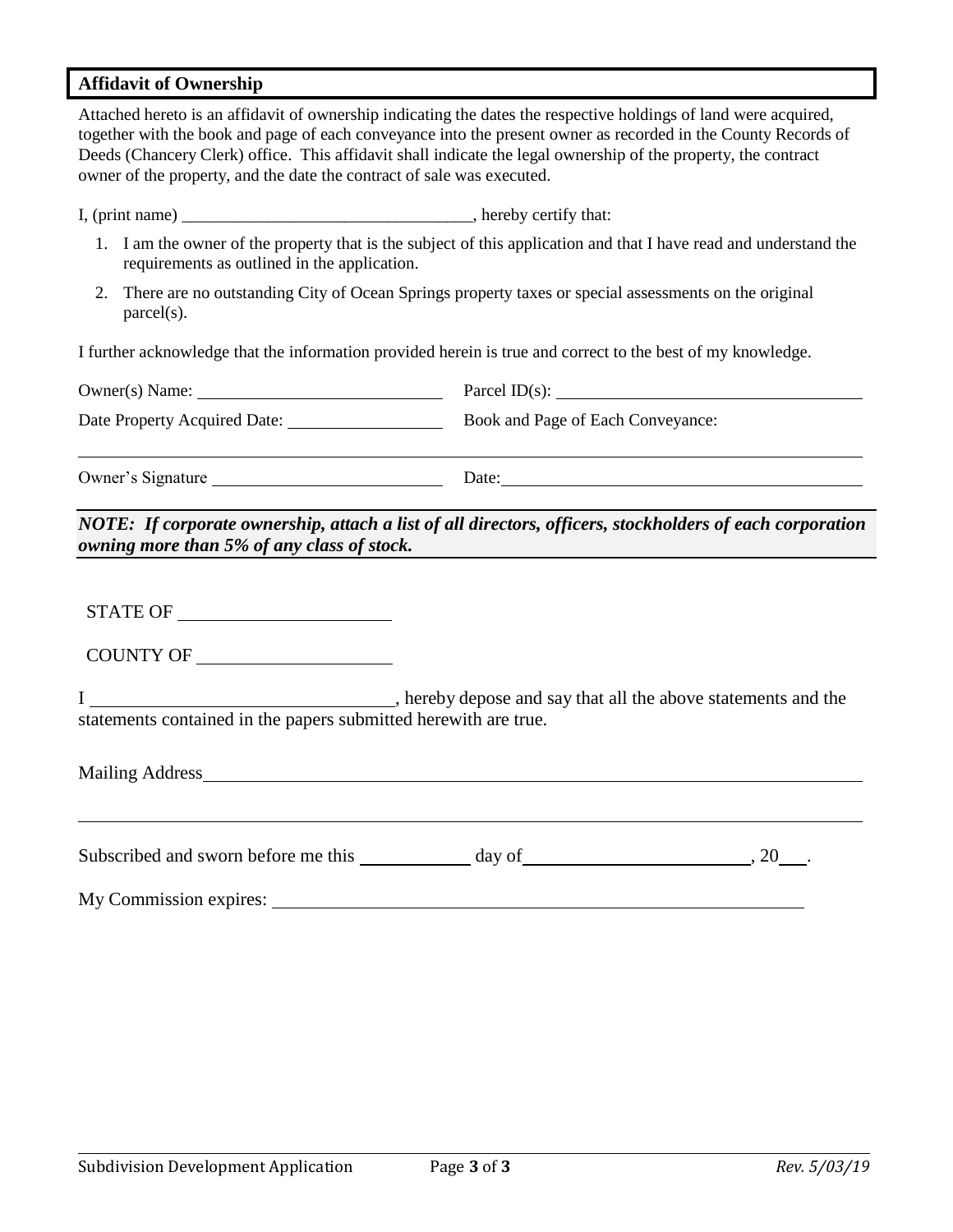## Affidavit of Ownership

Attached hereto is an affidavit of ownership indicating the dates the respective holdings of land were acquired, together with the book and page of each conveyance into the present owner as recorded in the County Records of Deeds (Chancery Clerk) office. This affidavit shall indicate the legal ownership of the property, the contract owner of the property, and the date the contract of sale was executed.

I, (print name) __________________________________, hereby certify that:

1. I am the owner of the property that is the subject of this application and that I have read and understand the requirements as outlined in the application.
2. There are no outstanding City of Ocean Springs property taxes or special assessments on the original parcel(s).

I further acknowledge that the information provided herein is true and correct to the best of my knowledge.

Owner(s) Name: ____________________________ Parcel ID(s): ____________________________________

Date Property Acquired Date: __________________ Book and Page of Each Conveyance:

______________________________________________________________________________

Owner's Signature ___________________________ Date: ___________________________________________

***NOTE: If corporate ownership, attach a list of all directors, officers, stockholders of each corporation owning more than 5% of any class of stock.***

STATE OF ______________________

COUNTY OF _____________________

I _________________________________, hereby depose and say that all the above statements and the statements contained in the papers submitted herewith are true.

Mailing Address_______________________________________________________________________

______________________________________________________________________________

Subscribed and sworn before me this ___________ day of________________________, 20___.

My Commission expires: ___________________________________________________________